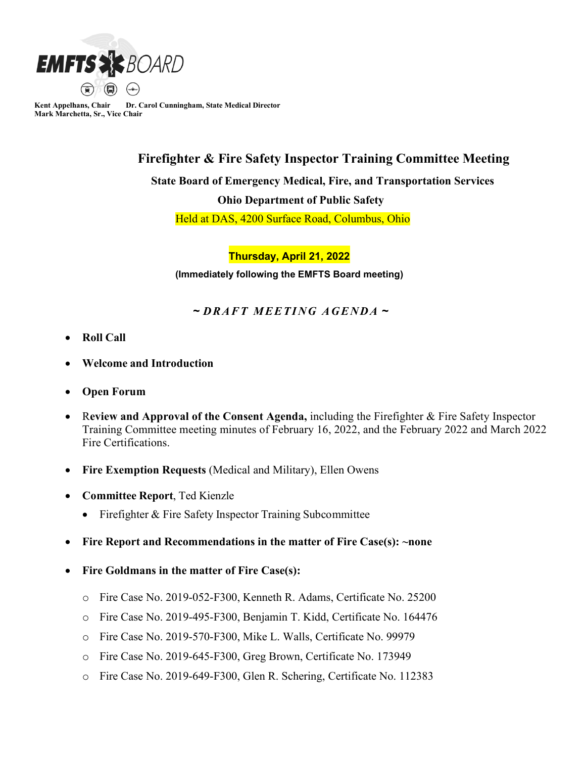**EMFTS BOARD**

Kent Appelhans, Chair Dr. Carol Cunningham, State Medical Director
Mark Marchetta, Sr., Vice Chair

# Firefighter & Fire Safety Inspector Training Committee Meeting

## State Board of Emergency Medical, Fire, and Transportation Services

## Ohio Department of Public Safety

Held at DAS, 4200 Surface Road, Columbus, Ohio

**Thursday, April 21, 2022**

**(Immediately following the EMFTS Board meeting)**

***~ DRAFT MEETING AGENDA ~***

- **Roll Call**
- **Welcome and Introduction**
- **Open Forum**
- R**eview and Approval of the Consent Agenda,** including the Firefighter & Fire Safety Inspector Training Committee meeting minutes of February 16, 2022, and the February 2022 and March 2022 Fire Certifications.
- **Fire Exemption Requests** (Medical and Military), Ellen Owens
- **Committee Report**, Ted Kienzle
  - Firefighter & Fire Safety Inspector Training Subcommittee
- **Fire Report and Recommendations in the matter of Fire Case(s): ~none**
- **Fire Goldmans in the matter of Fire Case(s):**
  - Fire Case No. 2019-052-F300, Kenneth R. Adams, Certificate No. 25200
  - Fire Case No. 2019-495-F300, Benjamin T. Kidd, Certificate No. 164476
  - Fire Case No. 2019-570-F300, Mike L. Walls, Certificate No. 99979
  - Fire Case No. 2019-645-F300, Greg Brown, Certificate No. 173949
  - Fire Case No. 2019-649-F300, Glen R. Schering, Certificate No. 112383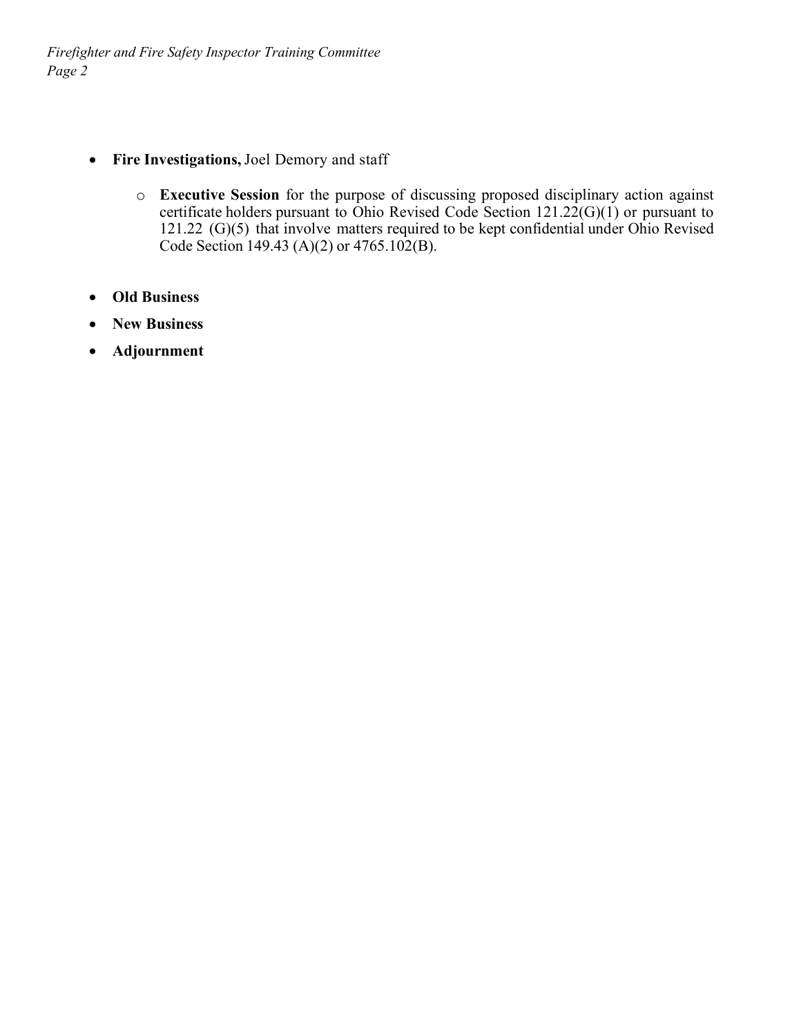- **Fire Investigations,** Joel Demory and staff

  - **Executive Session** for the purpose of discussing proposed disciplinary action against certificate holders pursuant to Ohio Revised Code Section 121.22(G)(1) or pursuant to 121.22 (G)(5) that involve matters required to be kept confidential under Ohio Revised Code Section 149.43 (A)(2) or 4765.102(B).

- **Old Business**
- **New Business**
- **Adjournment**